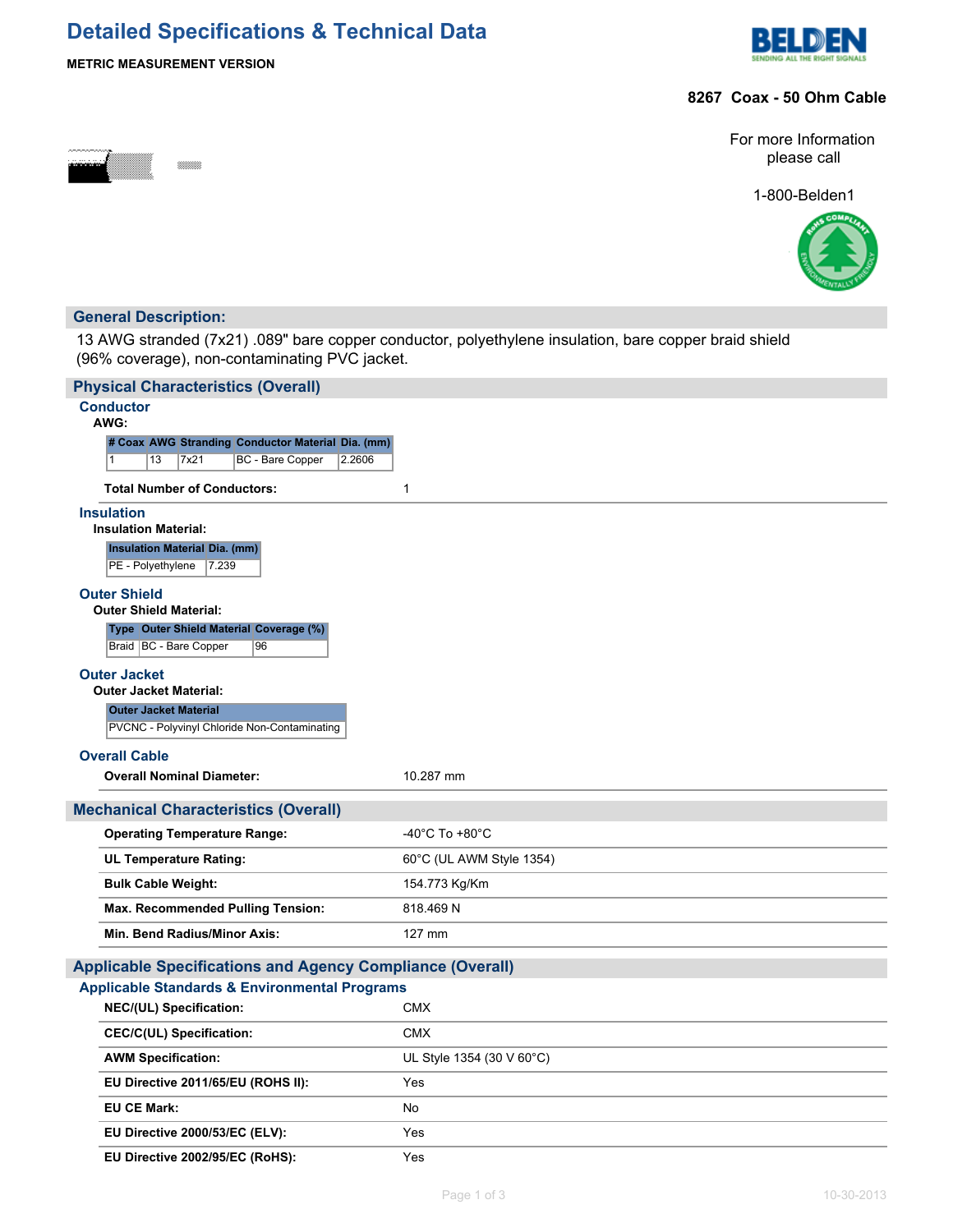# Detailed Specifications & Technical Data

**METRIC MEASUREMENT VERSION**

**8267 Coax - 50 Ohm Cable**

For more Information please call

1-800-Belden1

## General Description:

13 AWG stranded (7x21) .089" bare copper conductor, polyethylene insulation, bare copper braid shield (96% coverage), non-contaminating PVC jacket.

## Physical Characteristics (Overall)

### Conductor

**AWG:**

| # Coax | AWG | Stranding | Conductor Material | Dia. (mm) |
|---|---|---|---|---|
| 1 | 13 | 7x21 | BC - Bare Copper | 2.2606 |

**Total Number of Conductors:** 1

### Insulation

**Insulation Material:**

| Insulation Material | Dia. (mm) |
|---|---|
| PE - Polyethylene | 7.239 |

### Outer Shield

**Outer Shield Material:**

| Type | Outer Shield Material | Coverage (%) |
|---|---|---|
| Braid | BC - Bare Copper | 96 |

### Outer Jacket

**Outer Jacket Material:**

| Outer Jacket Material |
|---|
| PVCNC - Polyvinyl Chloride Non-Contaminating |

### Overall Cable

**Overall Nominal Diameter:** 10.287 mm

## Mechanical Characteristics (Overall)

| | |
|---|---|
| **Operating Temperature Range:** | -40°C To +80°C |
| **UL Temperature Rating:** | 60°C (UL AWM Style 1354) |
| **Bulk Cable Weight:** | 154.773 Kg/Km |
| **Max. Recommended Pulling Tension:** | 818.469 N |
| **Min. Bend Radius/Minor Axis:** | 127 mm |

## Applicable Specifications and Agency Compliance (Overall)

### Applicable Standards & Environmental Programs

| | |
|---|---|
| **NEC/(UL) Specification:** | CMX |
| **CEC/C(UL) Specification:** | CMX |
| **AWM Specification:** | UL Style 1354 (30 V 60°C) |
| **EU Directive 2011/65/EU (ROHS II):** | Yes |
| **EU CE Mark:** | No |
| **EU Directive 2000/53/EC (ELV):** | Yes |
| **EU Directive 2002/95/EC (RoHS):** | Yes |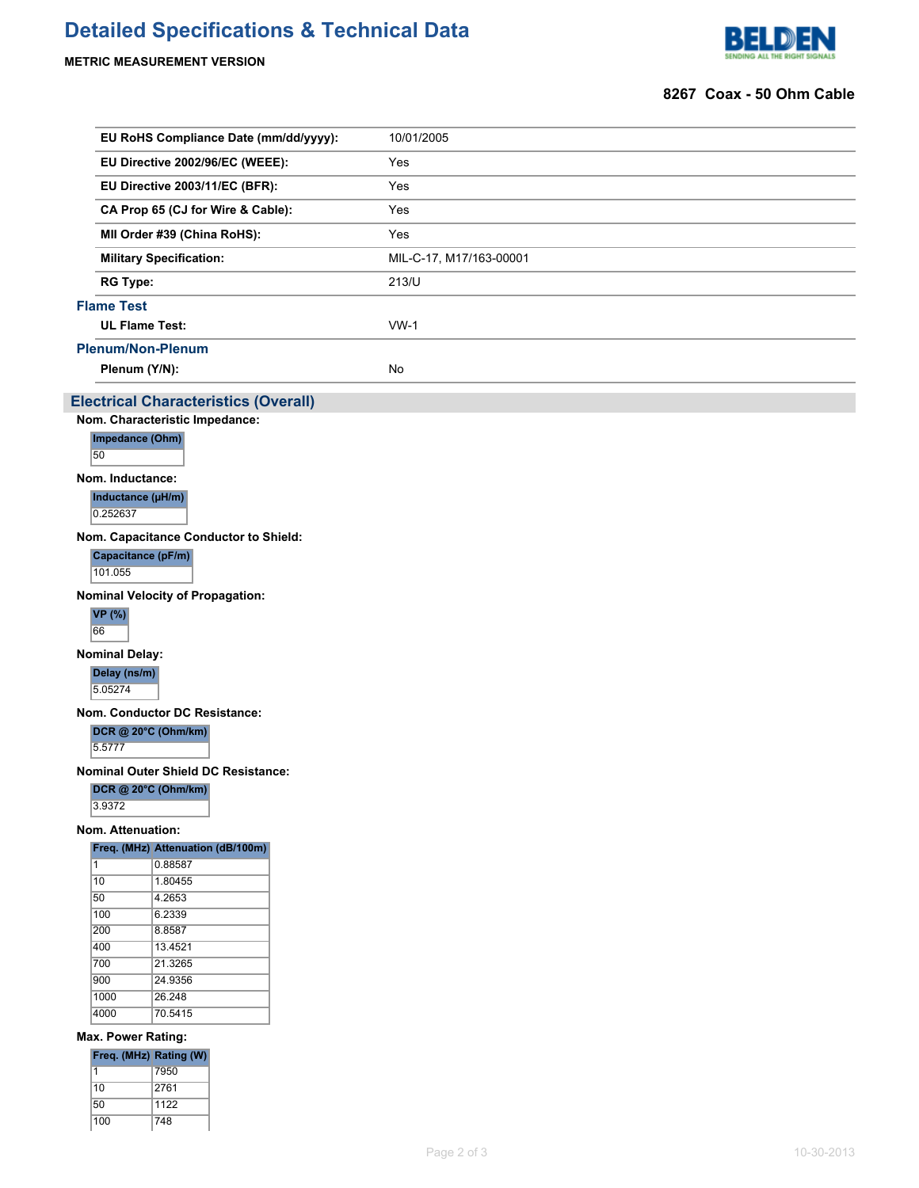# Detailed Specifications & Technical Data

**METRIC MEASUREMENT VERSION**

**8267 Coax - 50 Ohm Cable**

| | |
|---|---|
| **EU RoHS Compliance Date (mm/dd/yyyy):** | 10/01/2005 |
| **EU Directive 2002/96/EC (WEEE):** | Yes |
| **EU Directive 2003/11/EC (BFR):** | Yes |
| **CA Prop 65 (CJ for Wire & Cable):** | Yes |
| **MII Order #39 (China RoHS):** | Yes |
| **Military Specification:** | MIL-C-17, M17/163-00001 |
| **RG Type:** | 213/U |

### Flame Test

| | |
|---|---|
| **UL Flame Test:** | VW-1 |

### Plenum/Non-Plenum

| | |
|---|---|
| **Plenum (Y/N):** | No |

## Electrical Characteristics (Overall)

**Nom. Characteristic Impedance:**

| Impedance (Ohm) |
|---|
| 50 |

**Nom. Inductance:**

| Inductance (µH/m) |
|---|
| 0.252637 |

**Nom. Capacitance Conductor to Shield:**

| Capacitance (pF/m) |
|---|
| 101.055 |

**Nominal Velocity of Propagation:**

| VP (%) |
|---|
| 66 |

**Nominal Delay:**

| Delay (ns/m) |
|---|
| 5.05274 |

**Nom. Conductor DC Resistance:**

| DCR @ 20°C (Ohm/km) |
|---|
| 5.5777 |

**Nominal Outer Shield DC Resistance:**

| DCR @ 20°C (Ohm/km) |
|---|
| 3.9372 |

**Nom. Attenuation:**

| Freq. (MHz) | Attenuation (dB/100m) |
|---|---|
| 1 | 0.88587 |
| 10 | 1.80455 |
| 50 | 4.2653 |
| 100 | 6.2339 |
| 200 | 8.8587 |
| 400 | 13.4521 |
| 700 | 21.3265 |
| 900 | 24.9356 |
| 1000 | 26.248 |
| 4000 | 70.5415 |

**Max. Power Rating:**

| Freq. (MHz) | Rating (W) |
|---|---|
| 1 | 7950 |
| 10 | 2761 |
| 50 | 1122 |
| 100 | 748 |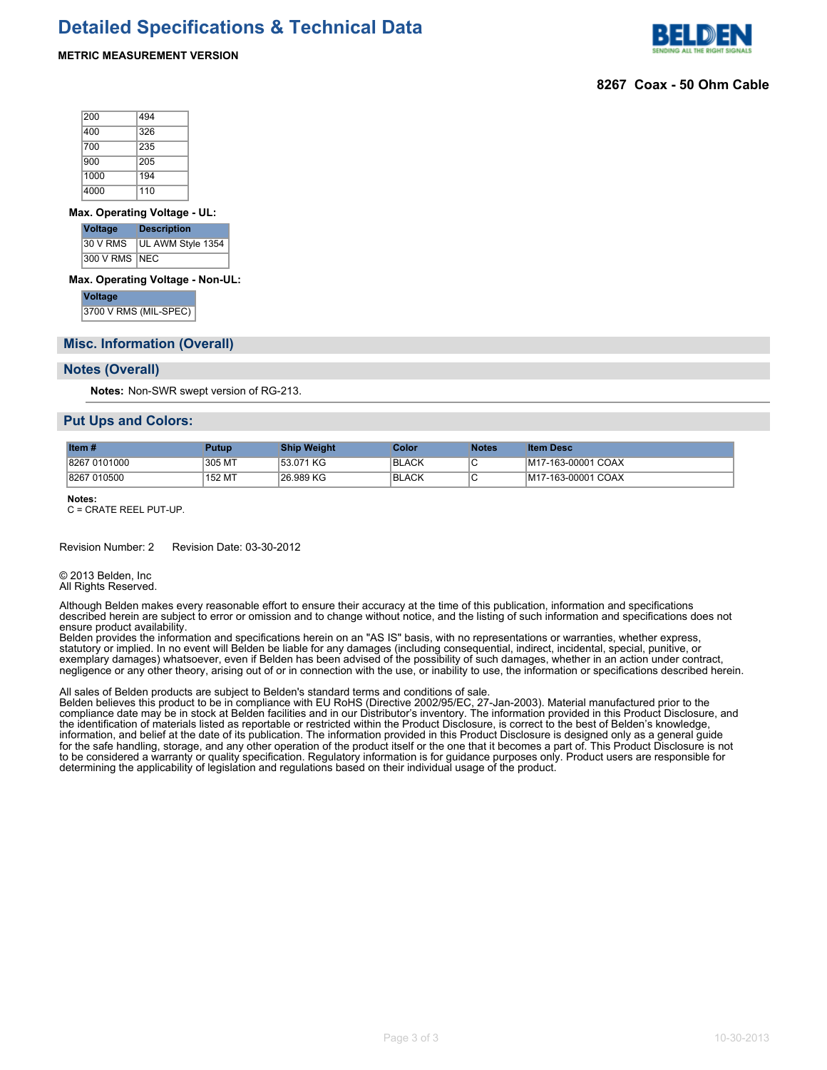| | |
|---|---|
| 200 | 494 |
| 400 | 326 |
| 700 | 235 |
| 900 | 205 |
| 1000 | 194 |
| 4000 | 110 |

**Max. Operating Voltage - UL:**

| Voltage | Description |
|---|---|
| 30 V RMS | UL AWM Style 1354 |
| 300 V RMS | NEC |

**Max. Operating Voltage - Non-UL:**

| Voltage |
|---|
| 3700 V RMS (MIL-SPEC) |

## Misc. Information (Overall)

## Notes (Overall)

**Notes:** Non-SWR swept version of RG-213.

## Put Ups and Colors:

| Item # | Putup | Ship Weight | Color | Notes | Item Desc |
|---|---|---|---|---|---|
| 8267 0101000 | 305 MT | 53.071 KG | BLACK | C | M17-163-00001 COAX |
| 8267 010500 | 152 MT | 26.989 KG | BLACK | C | M17-163-00001 COAX |

**Notes:**
C = CRATE REEL PUT-UP.

Revision Number: 2 Revision Date: 03-30-2012

© 2013 Belden, Inc
All Rights Reserved.

Although Belden makes every reasonable effort to ensure their accuracy at the time of this publication, information and specifications described herein are subject to error or omission and to change without notice, and the listing of such information and specifications does not ensure product availability.
Belden provides the information and specifications herein on an "AS IS" basis, with no representations or warranties, whether express, statutory or implied. In no event will Belden be liable for any damages (including consequential, indirect, incidental, special, punitive, or exemplary damages) whatsoever, even if Belden has been advised of the possibility of such damages, whether in an action under contract, negligence or any other theory, arising out of or in connection with the use, or inability to use, the information or specifications described herein.

All sales of Belden products are subject to Belden's standard terms and conditions of sale.
Belden believes this product to be in compliance with EU RoHS (Directive 2002/95/EC, 27-Jan-2003). Material manufactured prior to the compliance date may be in stock at Belden facilities and in our Distributor's inventory. The information provided in this Product Disclosure, and the identification of materials listed as reportable or restricted within the Product Disclosure, is correct to the best of Belden's knowledge, information, and belief at the date of its publication. The information provided in this Product Disclosure is designed only as a general guide for the safe handling, storage, and any other operation of the product itself or the one that it becomes a part of. This Product Disclosure is not to be considered a warranty or quality specification. Regulatory information is for guidance purposes only. Product users are responsible for determining the applicability of legislation and regulations based on their individual usage of the product.